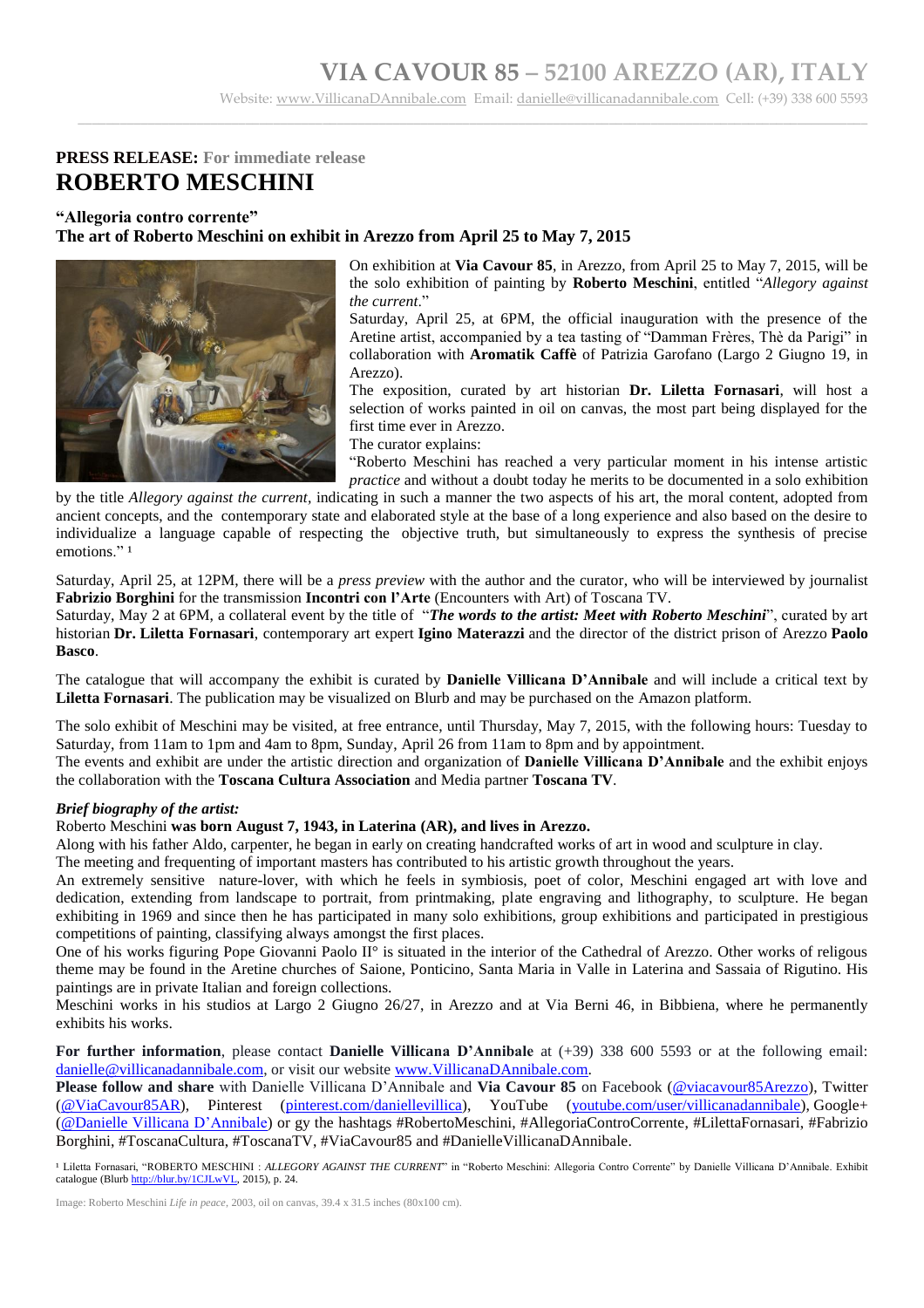# VIA CAVOUR 85 – 52100 AREZZO (AR), ITALY

Website: www.VillicanaDAnnibale.com Email: danielle@villicanadannibale.com Cell: (+39) 338 600 5593

**PRESS RELEASE:** For immediate release

# ROBERTO MESCHINI

**“Allegoria contro corrente”**
**The art of Roberto Meschini on exhibit in Arezzo from April 25 to May 7, 2015**

On exhibition at **Via Cavour 85**, in Arezzo, from April 25 to May 7, 2015, will be the solo exhibition of painting by **Roberto Meschini**, entitled “*Allegory against the current*.”

Saturday, April 25, at 6PM, the official inauguration with the presence of the Aretine artist, accompanied by a tea tasting of “Damman Frères, Thè da Parigi” in collaboration with **Aromatik Caffè** of Patrizia Garofano (Largo 2 Giugno 19, in Arezzo).

The exposition, curated by art historian **Dr. Liletta Fornasari**, will host a selection of works painted in oil on canvas, the most part being displayed for the first time ever in Arezzo.

The curator explains:

“Roberto Meschini has reached a very particular moment in his intense artistic *practice* and without a doubt today he merits to be documented in a solo exhibition by the title *Allegory against the current*, indicating in such a manner the two aspects of his art, the moral content, adopted from ancient concepts, and the contemporary state and elaborated style at the base of a long experience and also based on the desire to individualize a language capable of respecting the objective truth, but simultaneously to express the synthesis of precise emotions.” [1]

Saturday, April 25, at 12PM, there will be a *press preview* with the author and the curator, who will be interviewed by journalist **Fabrizio Borghini** for the transmission **Incontri con l’Arte** (Encounters with Art) of Toscana TV.

Saturday, May 2 at 6PM, a collateral event by the title of “***The words to the artist: Meet with Roberto Meschini***”, curated by art historian **Dr. Liletta Fornasari**, contemporary art expert **Igino Materazzi** and the director of the district prison of Arezzo **Paolo Basco**.

The catalogue that will accompany the exhibit is curated by **Danielle Villicana D’Annibale** and will include a critical text by **Liletta Fornasari**. The publication may be visualized on Blurb and may be purchased on the Amazon platform.

The solo exhibit of Meschini may be visited, at free entrance, until Thursday, May 7, 2015, with the following hours: Tuesday to Saturday, from 11am to 1pm and 4am to 8pm, Sunday, April 26 from 11am to 8pm and by appointment.

The events and exhibit are under the artistic direction and organization of **Danielle Villicana D’Annibale** and the exhibit enjoys the collaboration with the **Toscana Cultura Association** and Media partner **Toscana TV**.

***Brief biography of the artist:***

Roberto Meschini **was born August 7, 1943, in Laterina (AR), and lives in Arezzo.**

Along with his father Aldo, carpenter, he began in early on creating handcrafted works of art in wood and sculpture in clay.

The meeting and frequenting of important masters has contributed to his artistic growth throughout the years.

An extremely sensitive nature-lover, with which he feels in symbiosis, poet of color, Meschini engaged art with love and dedication, extending from landscape to portrait, from printmaking, plate engraving and lithography, to sculpture. He began exhibiting in 1969 and since then he has participated in many solo exhibitions, group exhibitions and participated in prestigious competitions of painting, classifying always amongst the first places.

One of his works figuring Pope Giovanni Paolo II° is situated in the interior of the Cathedral of Arezzo. Other works of religous theme may be found in the Aretine churches of Saione, Ponticino, Santa Maria in Valle in Laterina and Sassaia of Rigutino. His paintings are in private Italian and foreign collections.

Meschini works in his studios at Largo 2 Giugno 26/27, in Arezzo and at Via Berni 46, in Bibbiena, where he permanently exhibits his works.

**For further information**, please contact **Danielle Villicana D’Annibale** at (+39) 338 600 5593 or at the following email: danielle@villicanadannibale.com, or visit our website www.VillicanaDAnnibale.com.

**Please follow and share** with Danielle Villicana D’Annibale and **Via Cavour 85** on Facebook (@viacavour85Arezzo), Twitter (@ViaCavour85AR), Pinterest (pinterest.com/daniellevillica), YouTube (youtube.com/user/villicanadannibale), Google+ (@Danielle Villicana D’Annibale) or gy the hashtags #RobertoMeschini, #AllegoriaControCorrente, #LilettaFornasari, #Fabrizio Borghini, #ToscanaCultura, #ToscanaTV, #ViaCavour85 and #DanielleVillicanaDAnnibale.

[1] Liletta Fornasari, “ROBERTO MESCHINI : *ALLEGORY AGAINST THE CURRENT*” in “Roberto Meschini: Allegoria Contro Corrente” by Danielle Villicana D’Annibale. Exhibit catalogue (Blurb http://blur.by/1CJLwVL, 2015), p. 24.

Image: Roberto Meschini *Life in peace*, 2003, oil on canvas, 39.4 x 31.5 inches (80x100 cm).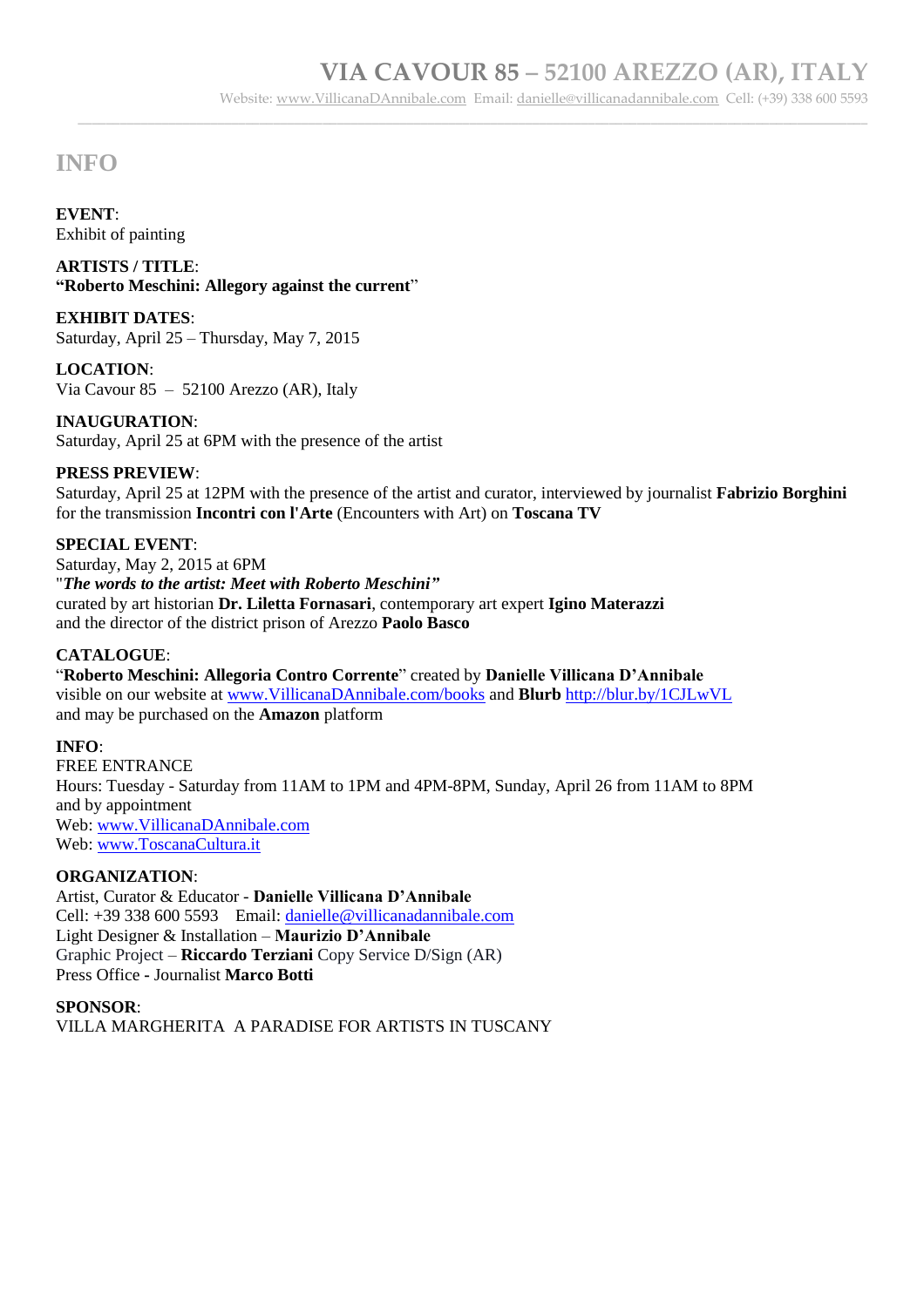# INFO

**EVENT**:
Exhibit of painting

**ARTISTS / TITLE**:
**"Roberto Meschini: Allegory against the current**"

**EXHIBIT DATES**:
Saturday, April 25 – Thursday, May 7, 2015

**LOCATION**:
Via Cavour 85 – 52100 Arezzo (AR), Italy

**INAUGURATION**:
Saturday, April 25 at 6PM with the presence of the artist

**PRESS PREVIEW**:
Saturday, April 25 at 12PM with the presence of the artist and curator, interviewed by journalist **Fabrizio Borghini** for the transmission **Incontri con l'Arte** (Encounters with Art) on **Toscana TV**

**SPECIAL EVENT**:
Saturday, May 2, 2015 at 6PM
"***The words to the artist: Meet with Roberto Meschini"***
curated by art historian **Dr. Liletta Fornasari**, contemporary art expert **Igino Materazzi**
and the director of the district prison of Arezzo **Paolo Basco**

**CATALOGUE**:
"**Roberto Meschini: Allegoria Contro Corrente**" created by **Danielle Villicana D'Annibale**
visible on our website at www.VillicanaDAnnibale.com/books and **Blurb** http://blur.by/1CJLwVL
and may be purchased on the **Amazon** platform

**INFO**:
FREE ENTRANCE
Hours: Tuesday - Saturday from 11AM to 1PM and 4PM-8PM, Sunday, April 26 from 11AM to 8PM
and by appointment
Web: www.VillicanaDAnnibale.com
Web: www.ToscanaCultura.it

**ORGANIZATION**:
Artist, Curator & Educator - **Danielle Villicana D'Annibale**
Cell: +39 338 600 5593 Email: danielle@villicanadannibale.com
Light Designer & Installation – **Maurizio D'Annibale**
Graphic Project – **Riccardo Terziani** Copy Service D/Sign (AR)
Press Office - Journalist **Marco Botti**

**SPONSOR**:
VILLA MARGHERITA A PARADISE FOR ARTISTS IN TUSCANY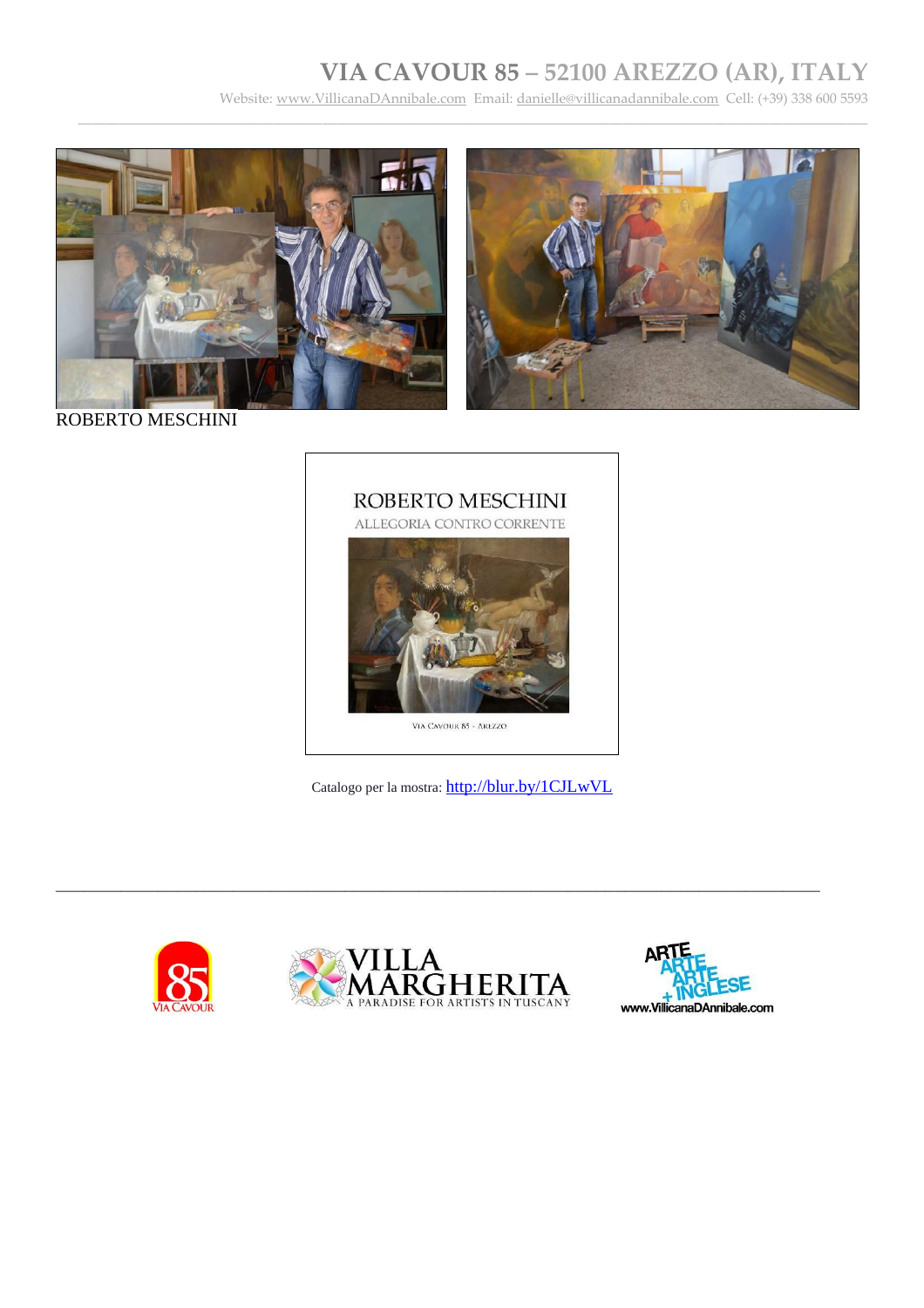# VIA CAVOUR 85 – 52100 AREZZO (AR), ITALY

Website: www.VillicanaDAnnibale.com Email: danielle@villicanadannibale.com Cell: (+39) 338 600 5593

ROBERTO MESCHINI

ROBERTO MESCHINI

ALLEGORIA CONTRO CORRENTE

VIA CAVOUR 85 - AREZZO

Catalogo per la mostra: http://blur.by/1CJLwVL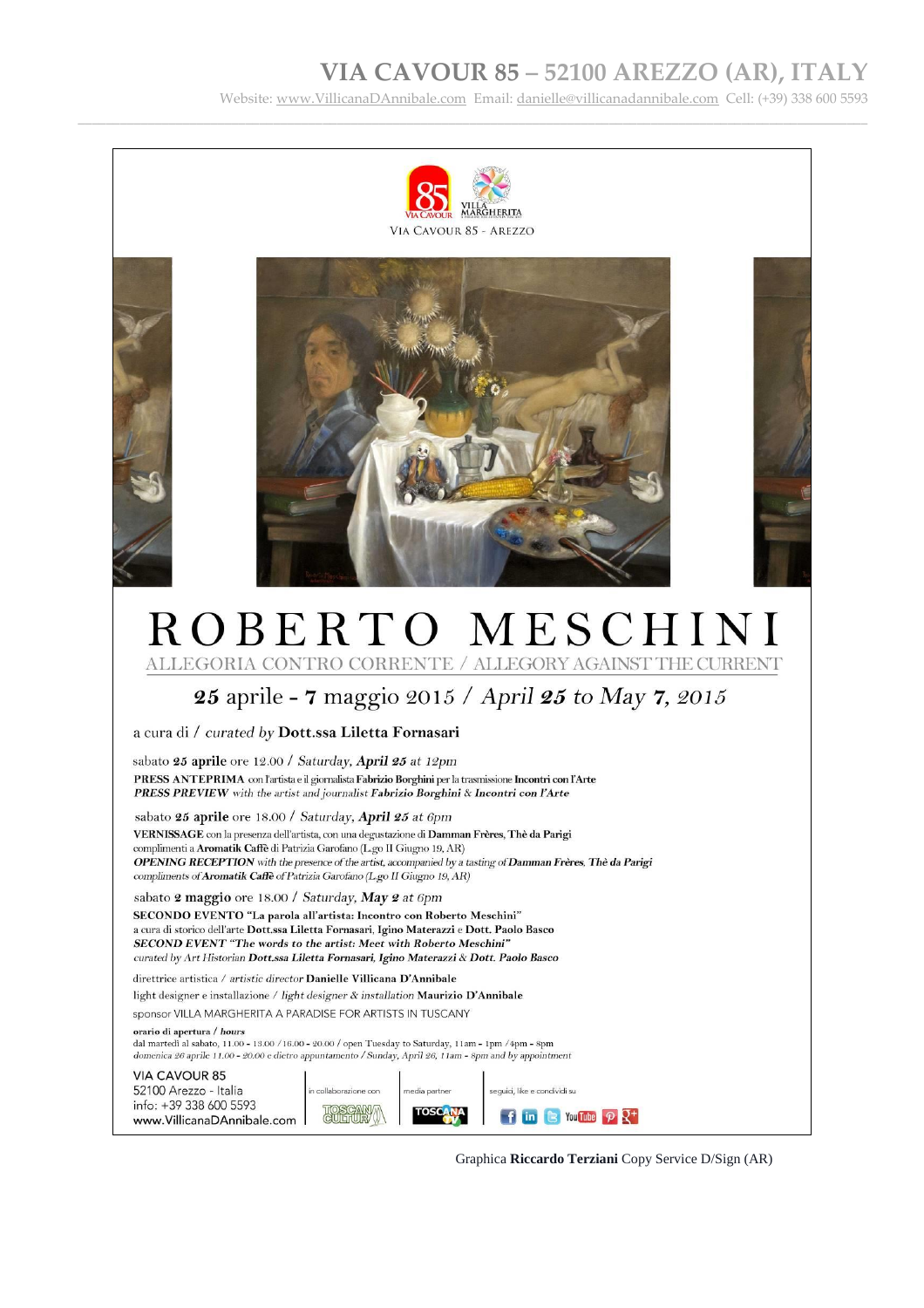VIA CAVOUR 85 – 52100 AREZZO (AR), ITALY

Website: www.VillicanaDAnnibale.com Email: danielle@villicanadannibale.com Cell: (+39) 338 600 5593

VIA CAVOUR 85 - AREZZO

# ROBERTO MESCHINI

## ALLEGORIA CONTRO CORRENTE / ALLEGORY AGAINST THE CURRENT

**25** aprile - **7** maggio 2015 / *April **25** to May **7**, 2015*

a cura di / *curated by* **Dott.ssa Liletta Fornasari**

sabato **25 aprile** ore 12.00 / *Saturday, **April 25** at 12pm*

**PRESS ANTEPRIMA** con l'artista e il giornalista **Fabrizio Borghini** per la trasmissione **Incontri con l'Arte**
***PRESS PREVIEW*** *with the artist and journalist **Fabrizio Borghini** & **Incontri con l'Arte***

sabato **25 aprile** ore 18.00 / *Saturday, **April 25** at 6pm*

**VERNISSAGE** con la presenza dell'artista, con una degustazione di **Damman Frères**, **Thè da Parigi**
complimenti a **Aromatik Caffè** di Patrizia Garofano (L.go II Giugno 19, AR)
***OPENING RECEPTION*** *with the presence of the artist, accompanied by a tasting of **Damman Frères**, **Thè da Parigi***
*compliments of **Aromatik Caffè** of Patrizia Garofano (L.go II Giugno 19, AR)*

sabato **2 maggio** ore 18.00 / *Saturday, **May 2** at 6pm*

**SECONDO EVENTO "La parola all'artista: Incontro con Roberto Meschini"**
a cura di storico dell'arte **Dott.ssa Liletta Fornasari**, **Igino Materazzi** e **Dott. Paolo Basco**
***SECOND EVENT "The words to the artist: Meet with Roberto Meschini"***
*curated by Art Historian **Dott.ssa Liletta Fornasari**, **Igino Materazzi** & **Dott. Paolo Basco***

direttrice artistica / *artistic director* **Danielle Villicana D'Annibale**

light designer e installazione / *light designer & installation* **Maurizio D'Annibale**

sponsor VILLA MARGHERITA A PARADISE FOR ARTISTS IN TUSCANY

**orario di apertura / *hours***
dal martedì al sabato, 11.00 - 13.00 / 16.00 - 20.00 / open Tuesday to Saturday, 11am - 1pm / 4pm - 8pm
*domenica 26 aprile 11.00 - 20.00 e dietro appuntamento / Sunday, April 26, 11am - 8pm and by appointment*

VIA CAVOUR 85
52100 Arezzo - Italia
info: +39 338 600 5593
www.VillicanaDAnnibale.com

in collaborazione con TOSCANA CULTURA

media partner TOSCANA TV

seguici, like e condividi su

Graphica **Riccardo Terziani** Copy Service D/Sign (AR)